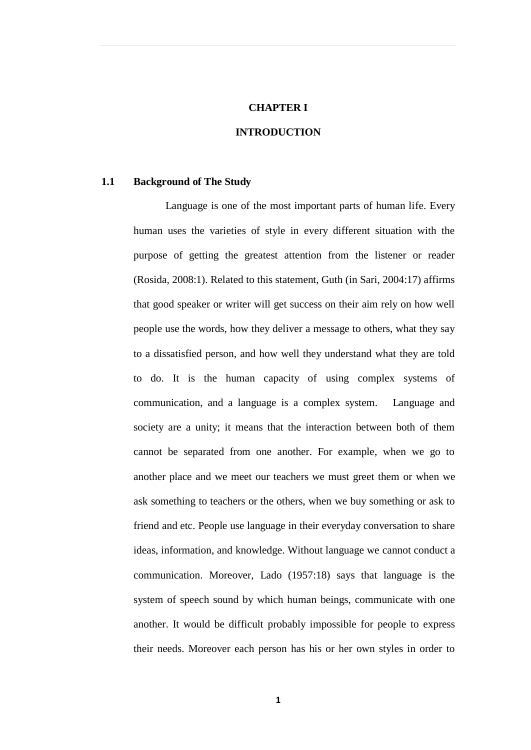# CHAPTER I

# INTRODUCTION

## 1.1 Background of The Study

Language is one of the most important parts of human life. Every human uses the varieties of style in every different situation with the purpose of getting the greatest attention from the listener or reader (Rosida, 2008:1). Related to this statement, Guth (in Sari, 2004:17) affirms that good speaker or writer will get success on their aim rely on how well people use the words, how they deliver a message to others, what they say to a dissatisfied person, and how well they understand what they are told to do. It is the human capacity of using complex systems of communication, and a language is a complex system. Language and society are a unity; it means that the interaction between both of them cannot be separated from one another. For example, when we go to another place and we meet our teachers we must greet them or when we ask something to teachers or the others, when we buy something or ask to friend and etc. People use language in their everyday conversation to share ideas, information, and knowledge. Without language we cannot conduct a communication. Moreover, Lado (1957:18) says that language is the system of speech sound by which human beings, communicate with one another. It would be difficult probably impossible for people to express their needs. Moreover each person has his or her own styles in order to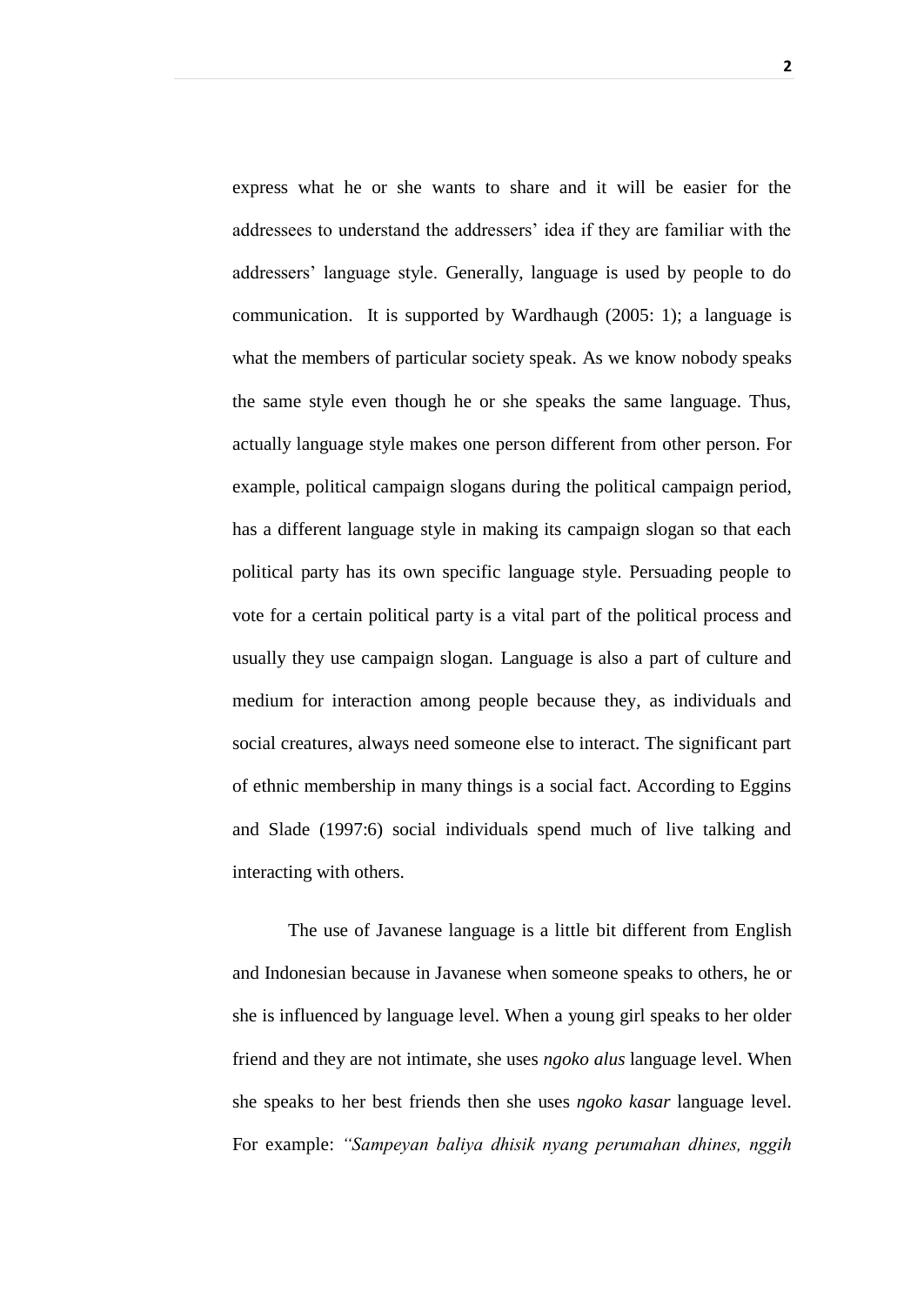express what he or she wants to share and it will be easier for the addressees to understand the addressers' idea if they are familiar with the addressers' language style. Generally, language is used by people to do communication. It is supported by Wardhaugh (2005: 1); a language is what the members of particular society speak. As we know nobody speaks the same style even though he or she speaks the same language. Thus, actually language style makes one person different from other person. For example, political campaign slogans during the political campaign period, has a different language style in making its campaign slogan so that each political party has its own specific language style. Persuading people to vote for a certain political party is a vital part of the political process and usually they use campaign slogan. Language is also a part of culture and medium for interaction among people because they, as individuals and social creatures, always need someone else to interact. The significant part of ethnic membership in many things is a social fact. According to Eggins and Slade (1997:6) social individuals spend much of live talking and interacting with others.

The use of Javanese language is a little bit different from English and Indonesian because in Javanese when someone speaks to others, he or she is influenced by language level. When a young girl speaks to her older friend and they are not intimate, she uses *ngoko alus* language level. When she speaks to her best friends then she uses *ngoko kasar* language level. For example: *"Sampeyan baliya dhisik nyang perumahan dhines, nggih*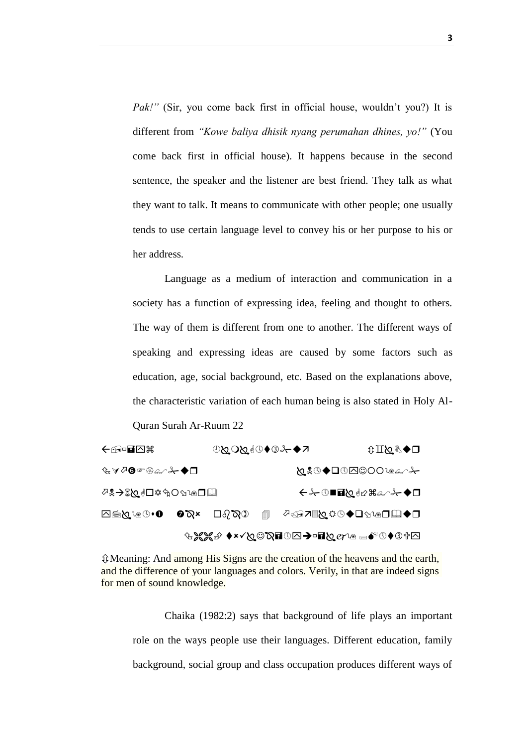*Pak!"* (Sir, you come back first in official house, wouldn't you?) It is different from *"Kowe baliya dhisik nyang perumahan dhines, yo!"* (You come back first in official house). It happens because in the second sentence, the speaker and the listener are best friend. They talk as what they want to talk. It means to communicate with other people; one usually tends to use certain language level to convey his or her purpose to his or her address.

Language as a medium of interaction and communication in a society has a function of expressing idea, feeling and thought to others. The way of them is different from one to another. The different ways of speaking and expressing ideas are caused by some factors such as education, age, social background, etc. Based on the explanations above, the characteristic variation of each human being is also stated in Holy Al-Quran Surah Ar-Ruum 22

←🖃▫🖬⌧⌘ ◷⧫❍⧫☝⌚♦③✂◆↗ ⇧♊⧫♗◆❒

⇦✓⬀❻☞❀⧫✂◆❒ ⧫✎⌚◆❑⌚⌧☺❍❍♑⧫✂

⬀♗→⌛⧫☝☐✡⬁❍⬂♑❒🕮 ←✂⌚■🖬⧫☝✍⌘⧫✂◆❒

⌧🖮⧫♑⌚⬩❶ ❼⧫× ☐♌⧫⧫ 🗐 ⬀🖅↗▤⧫☼⌚◆❑⬂♑❒🕮◆❒

⇦🙜🙜 ♦×✓⧫☺⧫🖬⌚⌧→▫🖬⧫𝓮♑ ▭❛⌚♦③✞⌧

⇧Meaning: And among His Signs are the creation of the heavens and the earth, and the difference of your languages and colors. Verily, in that are indeed signs for men of sound knowledge.

Chaika (1982:2) says that background of life plays an important role on the ways people use their languages. Different education, family background, social group and class occupation produces different ways of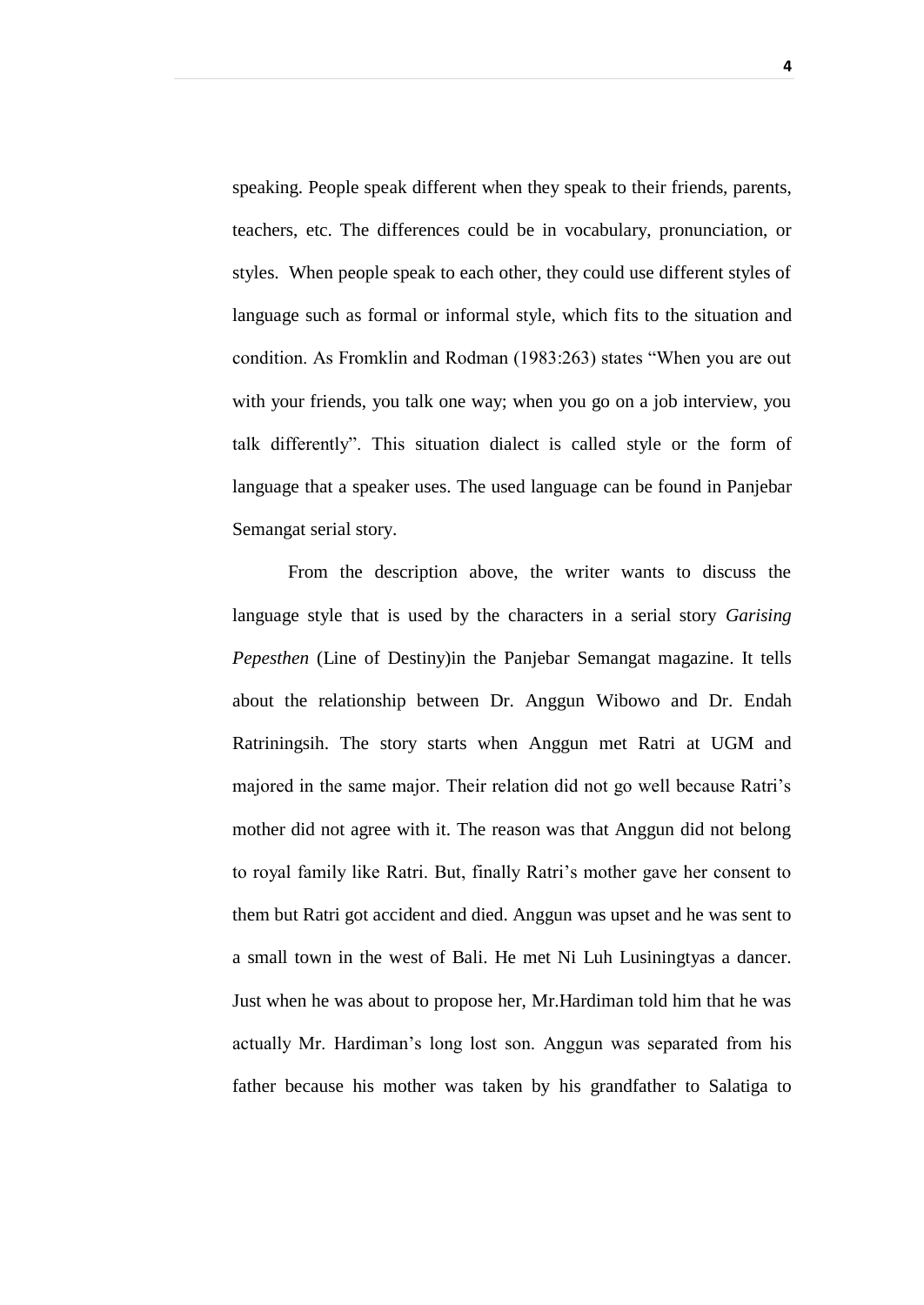speaking. People speak different when they speak to their friends, parents, teachers, etc. The differences could be in vocabulary, pronunciation, or styles. When people speak to each other, they could use different styles of language such as formal or informal style, which fits to the situation and condition. As Fromklin and Rodman (1983:263) states "When you are out with your friends, you talk one way; when you go on a job interview, you talk differently". This situation dialect is called style or the form of language that a speaker uses. The used language can be found in Panjebar Semangat serial story.

From the description above, the writer wants to discuss the language style that is used by the characters in a serial story *Garising Pepesthen* (Line of Destiny)in the Panjebar Semangat magazine. It tells about the relationship between Dr. Anggun Wibowo and Dr. Endah Ratriningsih. The story starts when Anggun met Ratri at UGM and majored in the same major. Their relation did not go well because Ratri's mother did not agree with it. The reason was that Anggun did not belong to royal family like Ratri. But, finally Ratri's mother gave her consent to them but Ratri got accident and died. Anggun was upset and he was sent to a small town in the west of Bali. He met Ni Luh Lusiningtyas a dancer. Just when he was about to propose her, Mr.Hardiman told him that he was actually Mr. Hardiman's long lost son. Anggun was separated from his father because his mother was taken by his grandfather to Salatiga to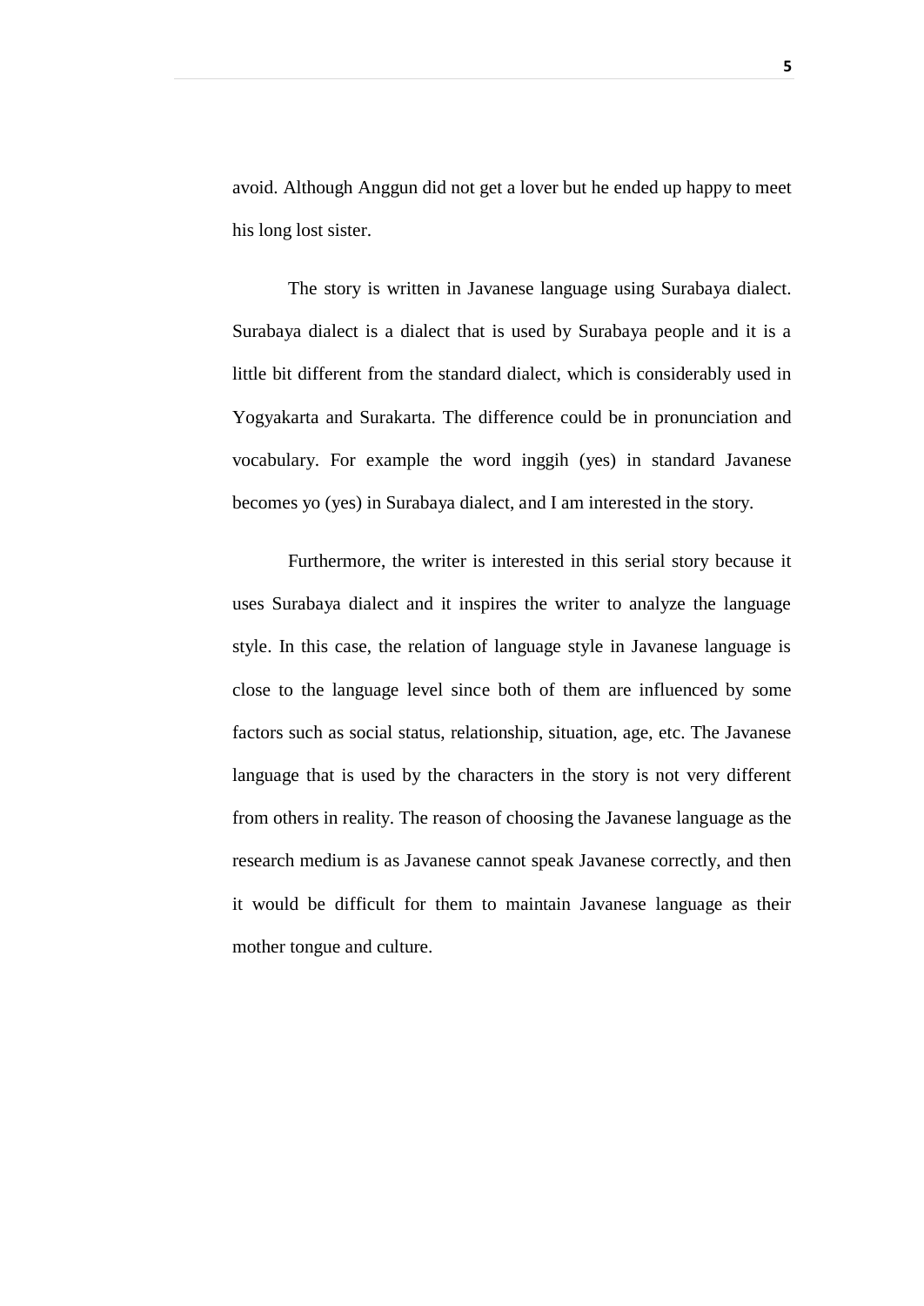avoid. Although Anggun did not get a lover but he ended up happy to meet his long lost sister.

The story is written in Javanese language using Surabaya dialect. Surabaya dialect is a dialect that is used by Surabaya people and it is a little bit different from the standard dialect, which is considerably used in Yogyakarta and Surakarta. The difference could be in pronunciation and vocabulary. For example the word inggih (yes) in standard Javanese becomes yo (yes) in Surabaya dialect, and I am interested in the story.

Furthermore, the writer is interested in this serial story because it uses Surabaya dialect and it inspires the writer to analyze the language style. In this case, the relation of language style in Javanese language is close to the language level since both of them are influenced by some factors such as social status, relationship, situation, age, etc. The Javanese language that is used by the characters in the story is not very different from others in reality. The reason of choosing the Javanese language as the research medium is as Javanese cannot speak Javanese correctly, and then it would be difficult for them to maintain Javanese language as their mother tongue and culture.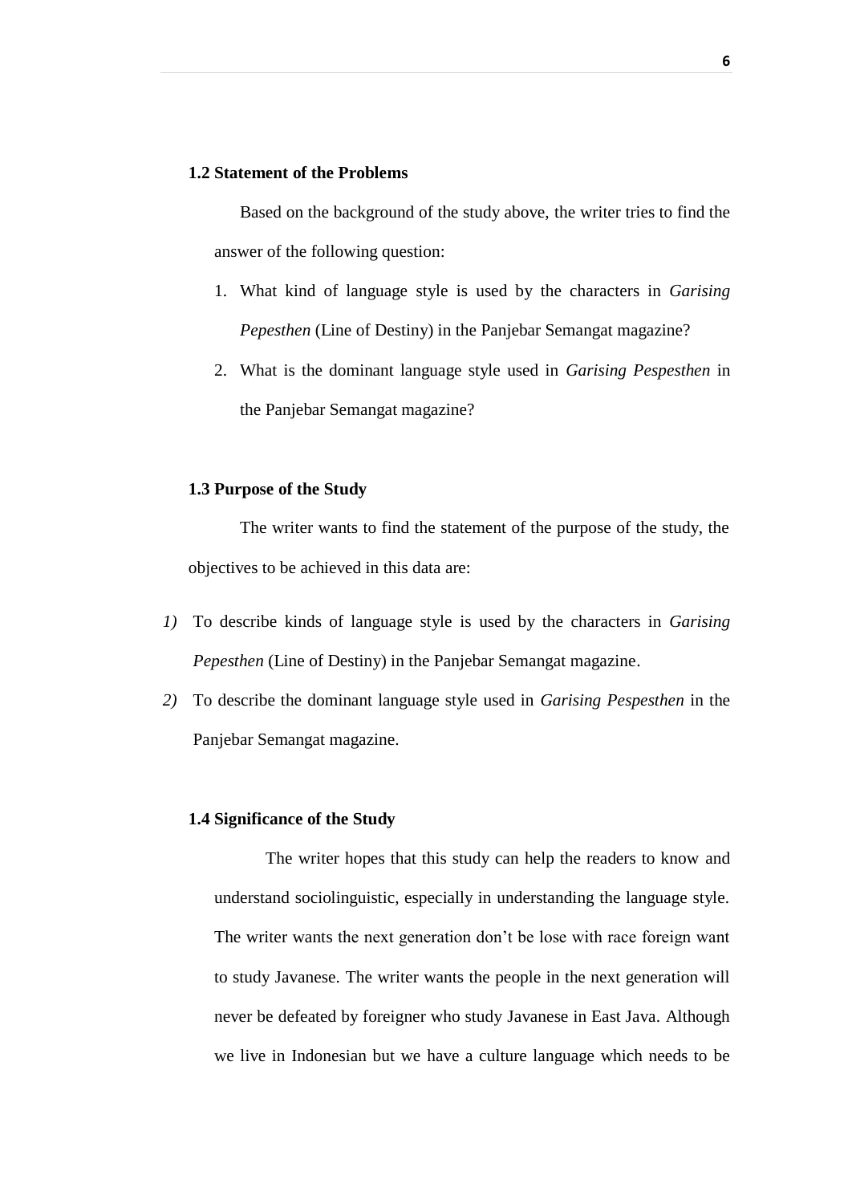### 1.2 Statement of the Problems

Based on the background of the study above, the writer tries to find the answer of the following question:

1. What kind of language style is used by the characters in *Garising Pepesthen* (Line of Destiny) in the Panjebar Semangat magazine?
2. What is the dominant language style used in *Garising Pespesthen* in the Panjebar Semangat magazine?

### 1.3 Purpose of the Study

The writer wants to find the statement of the purpose of the study, the objectives to be achieved in this data are:

*1)* To describe kinds of language style is used by the characters in *Garising Pepesthen* (Line of Destiny) in the Panjebar Semangat magazine.

*2)* To describe the dominant language style used in *Garising Pespesthen* in the Panjebar Semangat magazine.

### 1.4 Significance of the Study

The writer hopes that this study can help the readers to know and understand sociolinguistic, especially in understanding the language style. The writer wants the next generation don't be lose with race foreign want to study Javanese. The writer wants the people in the next generation will never be defeated by foreigner who study Javanese in East Java. Although we live in Indonesian but we have a culture language which needs to be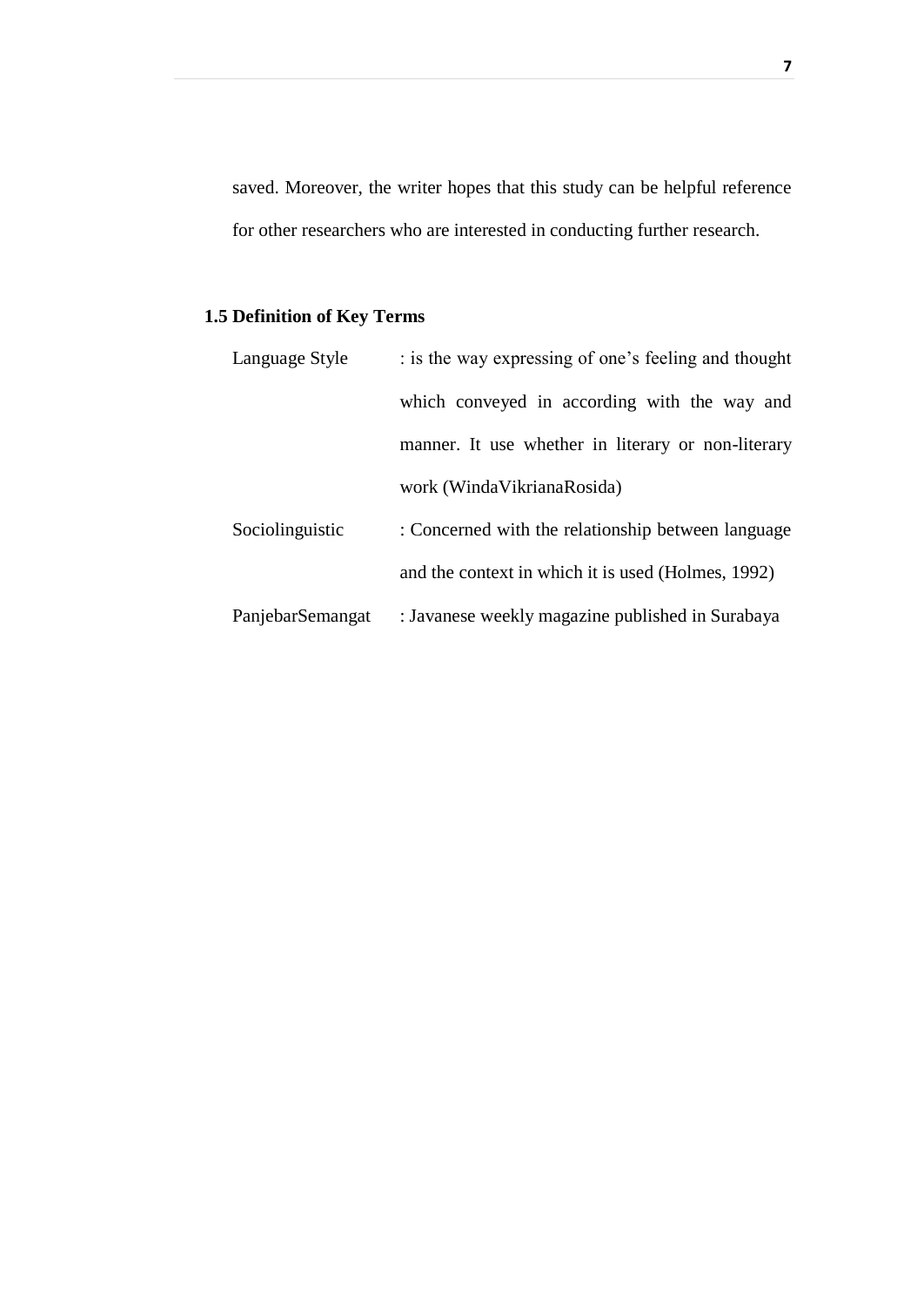saved. Moreover, the writer hopes that this study can be helpful reference for other researchers who are interested in conducting further research.

### 1.5 Definition of Key Terms

| | |
|---|---|
| Language Style | : is the way expressing of one's feeling and thought which conveyed in according with the way and manner. It use whether in literary or non-literary work (WindaVikrianaRosida) |
| Sociolinguistic | : Concerned with the relationship between language and the context in which it is used (Holmes, 1992) |
| PanjebarSemangat | : Javanese weekly magazine published in Surabaya |